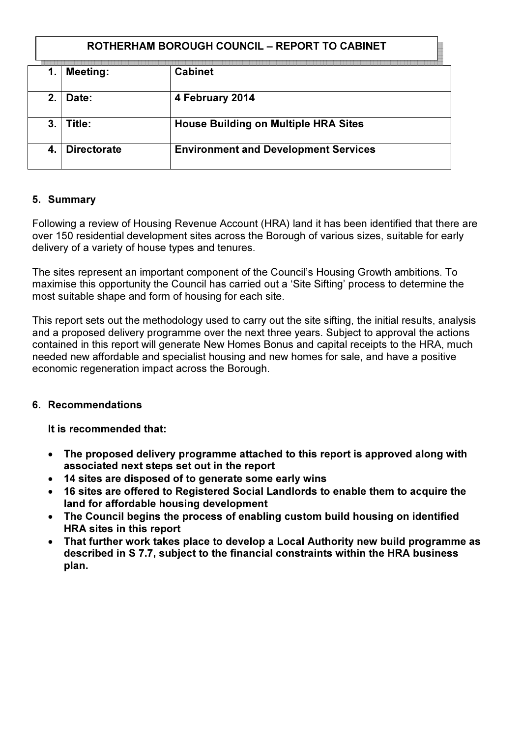**ROTHERHAM BOROUGH COUNCIL – REPORT TO CABINET**

| | | |
|---|---|---|
| 1. | **Meeting:** | **Cabinet** |
| 2. | **Date:** | **4 February 2014** |
| 3. | **Title:** | **House Building on Multiple HRA Sites** |
| 4. | **Directorate** | **Environment and Development Services** |

## 5. Summary

Following a review of Housing Revenue Account (HRA) land it has been identified that there are over 150 residential development sites across the Borough of various sizes, suitable for early delivery of a variety of house types and tenures.

The sites represent an important component of the Council's Housing Growth ambitions. To maximise this opportunity the Council has carried out a 'Site Sifting' process to determine the most suitable shape and form of housing for each site.

This report sets out the methodology used to carry out the site sifting, the initial results, analysis and a proposed delivery programme over the next three years. Subject to approval the actions contained in this report will generate New Homes Bonus and capital receipts to the HRA, much needed new affordable and specialist housing and new homes for sale, and have a positive economic regeneration impact across the Borough.

## 6. Recommendations

**It is recommended that:**

- **The proposed delivery programme attached to this report is approved along with associated next steps set out in the report**
- **14 sites are disposed of to generate some early wins**
- **16 sites are offered to Registered Social Landlords to enable them to acquire the land for affordable housing development**
- **The Council begins the process of enabling custom build housing on identified HRA sites in this report**
- **That further work takes place to develop a Local Authority new build programme as described in S 7.7, subject to the financial constraints within the HRA business plan.**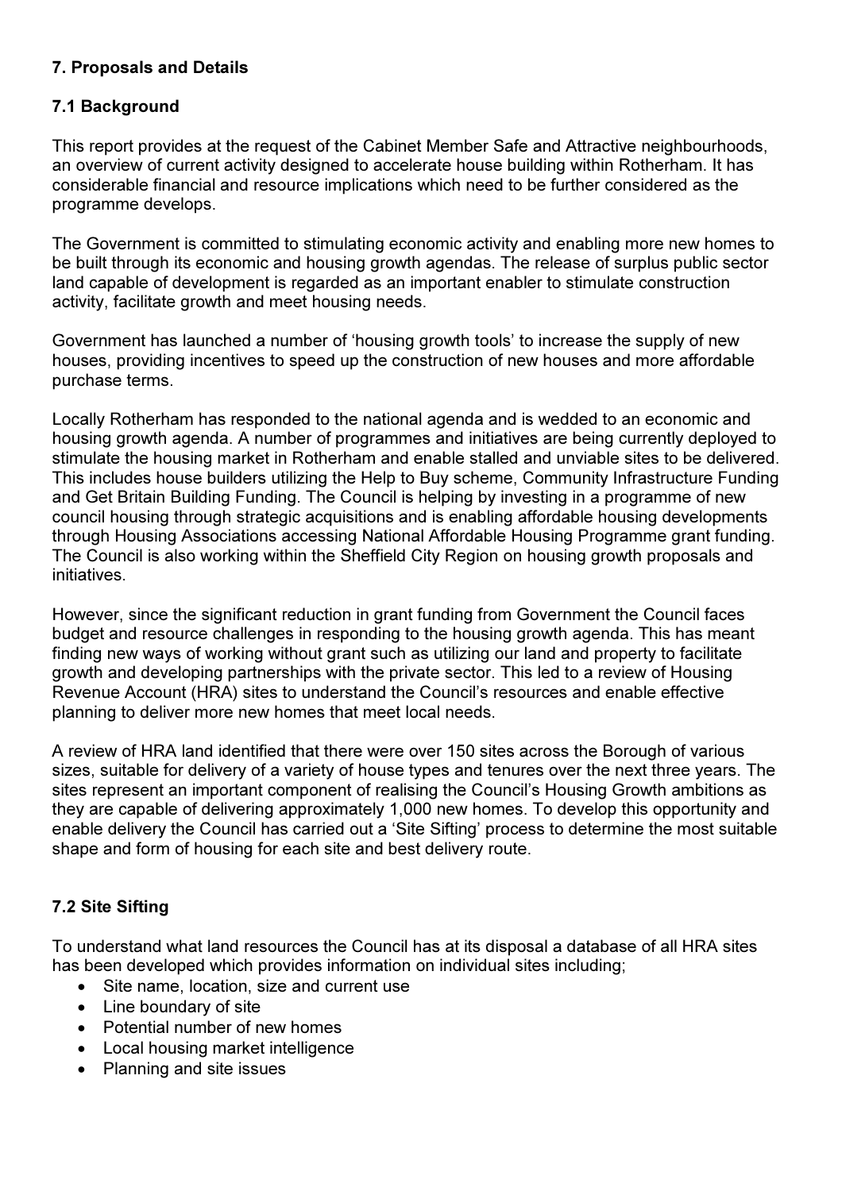### 7. Proposals and Details

### 7.1 Background

This report provides at the request of the Cabinet Member Safe and Attractive neighbourhoods, an overview of current activity designed to accelerate house building within Rotherham. It has considerable financial and resource implications which need to be further considered as the programme develops.

The Government is committed to stimulating economic activity and enabling more new homes to be built through its economic and housing growth agendas. The release of surplus public sector land capable of development is regarded as an important enabler to stimulate construction activity, facilitate growth and meet housing needs.

Government has launched a number of 'housing growth tools' to increase the supply of new houses, providing incentives to speed up the construction of new houses and more affordable purchase terms.

Locally Rotherham has responded to the national agenda and is wedded to an economic and housing growth agenda. A number of programmes and initiatives are being currently deployed to stimulate the housing market in Rotherham and enable stalled and unviable sites to be delivered. This includes house builders utilizing the Help to Buy scheme, Community Infrastructure Funding and Get Britain Building Funding. The Council is helping by investing in a programme of new council housing through strategic acquisitions and is enabling affordable housing developments through Housing Associations accessing National Affordable Housing Programme grant funding. The Council is also working within the Sheffield City Region on housing growth proposals and initiatives.

However, since the significant reduction in grant funding from Government the Council faces budget and resource challenges in responding to the housing growth agenda. This has meant finding new ways of working without grant such as utilizing our land and property to facilitate growth and developing partnerships with the private sector. This led to a review of Housing Revenue Account (HRA) sites to understand the Council's resources and enable effective planning to deliver more new homes that meet local needs.

A review of HRA land identified that there were over 150 sites across the Borough of various sizes, suitable for delivery of a variety of house types and tenures over the next three years. The sites represent an important component of realising the Council's Housing Growth ambitions as they are capable of delivering approximately 1,000 new homes. To develop this opportunity and enable delivery the Council has carried out a 'Site Sifting' process to determine the most suitable shape and form of housing for each site and best delivery route.

### 7.2 Site Sifting

To understand what land resources the Council has at its disposal a database of all HRA sites has been developed which provides information on individual sites including;

- Site name, location, size and current use
- Line boundary of site
- Potential number of new homes
- Local housing market intelligence
- Planning and site issues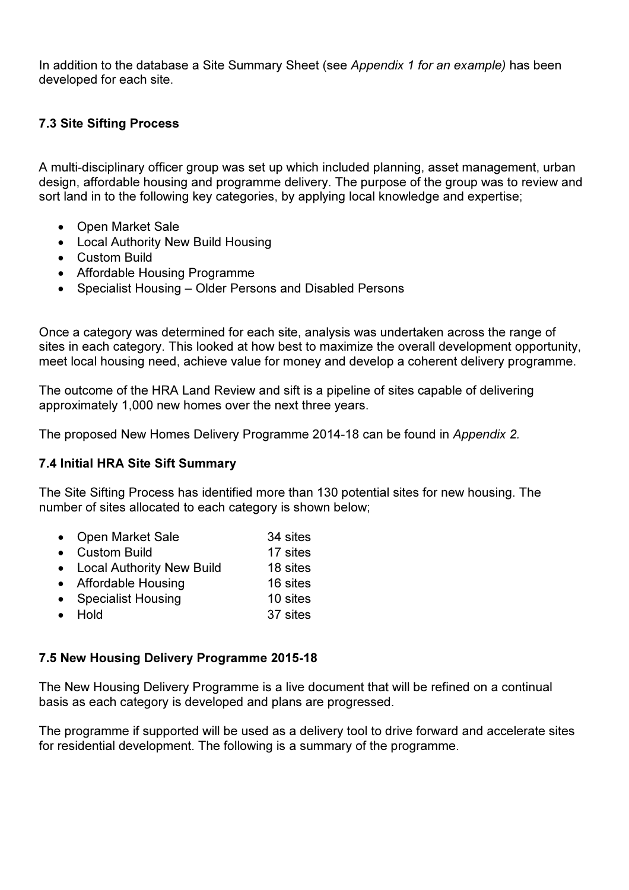In addition to the database a Site Summary Sheet (see *Appendix 1 for an example)* has been developed for each site.

### 7.3 Site Sifting Process

A multi-disciplinary officer group was set up which included planning, asset management, urban design, affordable housing and programme delivery. The purpose of the group was to review and sort land in to the following key categories, by applying local knowledge and expertise;

- Open Market Sale
- Local Authority New Build Housing
- Custom Build
- Affordable Housing Programme
- Specialist Housing – Older Persons and Disabled Persons

Once a category was determined for each site, analysis was undertaken across the range of sites in each category. This looked at how best to maximize the overall development opportunity, meet local housing need, achieve value for money and develop a coherent delivery programme.

The outcome of the HRA Land Review and sift is a pipeline of sites capable of delivering approximately 1,000 new homes over the next three years.

The proposed New Homes Delivery Programme 2014-18 can be found in *Appendix 2.*

### 7.4 Initial HRA Site Sift Summary

The Site Sifting Process has identified more than 130 potential sites for new housing. The number of sites allocated to each category is shown below;

- Open Market Sale 34 sites
- Custom Build 17 sites
- Local Authority New Build 18 sites
- Affordable Housing 16 sites
- Specialist Housing 10 sites
- Hold 37 sites

### 7.5 New Housing Delivery Programme 2015-18

The New Housing Delivery Programme is a live document that will be refined on a continual basis as each category is developed and plans are progressed.

The programme if supported will be used as a delivery tool to drive forward and accelerate sites for residential development. The following is a summary of the programme.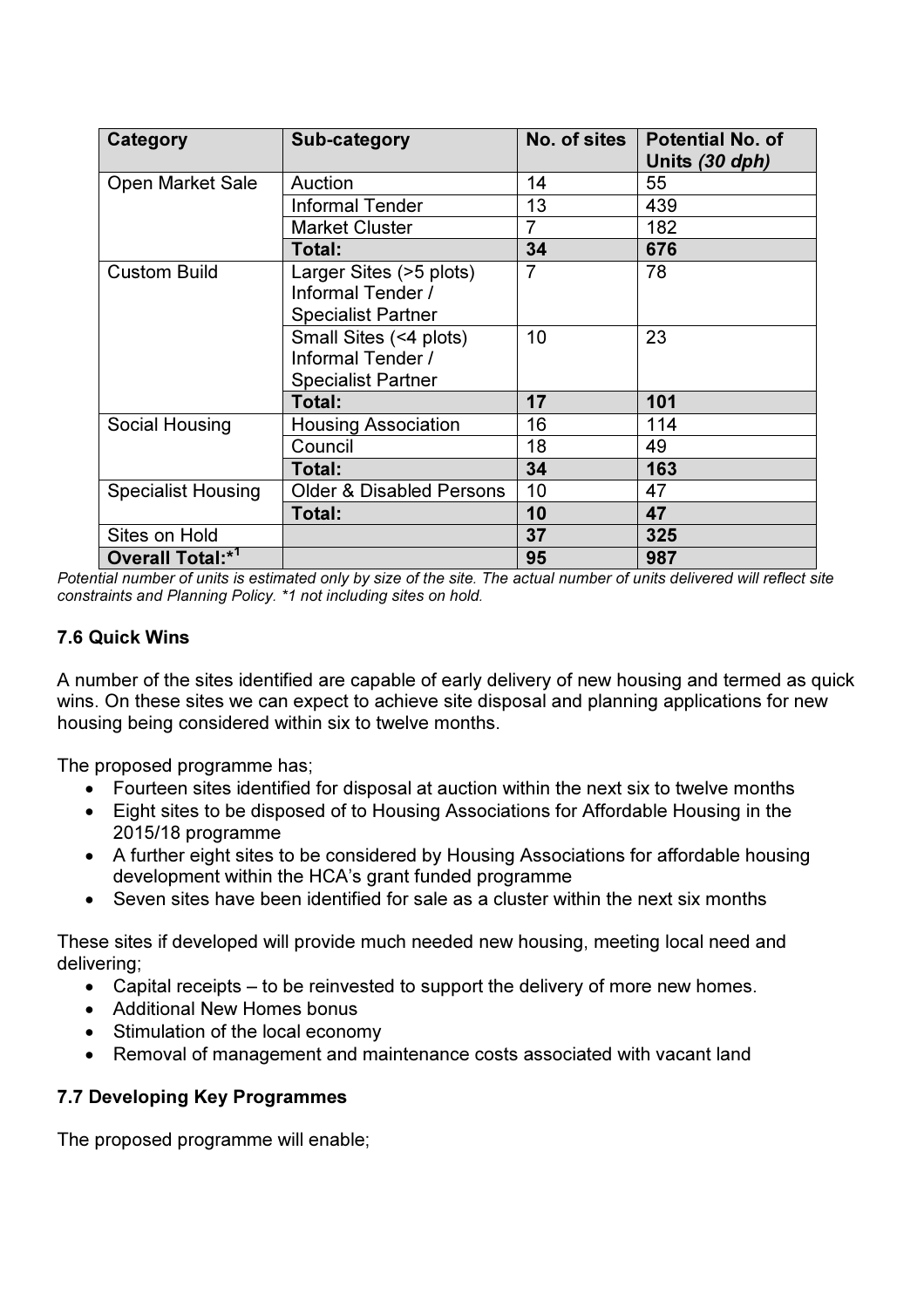| Category | Sub-category | No. of sites | Potential No. of Units *(30 dph)* |
| --- | --- | --- | --- |
| Open Market Sale | Auction | 14 | 55 |
| | Informal Tender | 13 | 439 |
| | Market Cluster | 7 | 182 |
| | **Total:** | **34** | **676** |
| Custom Build | Larger Sites (>5 plots) Informal Tender / Specialist Partner | 7 | 78 |
| | Small Sites (<4 plots) Informal Tender / Specialist Partner | 10 | 23 |
| | **Total:** | **17** | **101** |
| Social Housing | Housing Association | 16 | 114 |
| | Council | 18 | 49 |
| | **Total:** | **34** | **163** |
| Specialist Housing | Older & Disabled Persons | 10 | 47 |
| | **Total:** | **10** | **47** |
| Sites on Hold | | **37** | **325** |
| **Overall Total:*[1]** | | **95** | **987** |

*Potential number of units is estimated only by size of the site. The actual number of units delivered will reflect site constraints and Planning Policy. *1 not including sites on hold.*

### 7.6 Quick Wins

A number of the sites identified are capable of early delivery of new housing and termed as quick wins. On these sites we can expect to achieve site disposal and planning applications for new housing being considered within six to twelve months.

The proposed programme has;

- Fourteen sites identified for disposal at auction within the next six to twelve months
- Eight sites to be disposed of to Housing Associations for Affordable Housing in the 2015/18 programme
- A further eight sites to be considered by Housing Associations for affordable housing development within the HCA's grant funded programme
- Seven sites have been identified for sale as a cluster within the next six months

These sites if developed will provide much needed new housing, meeting local need and delivering;

- Capital receipts – to be reinvested to support the delivery of more new homes.
- Additional New Homes bonus
- Stimulation of the local economy
- Removal of management and maintenance costs associated with vacant land

### 7.7 Developing Key Programmes

The proposed programme will enable;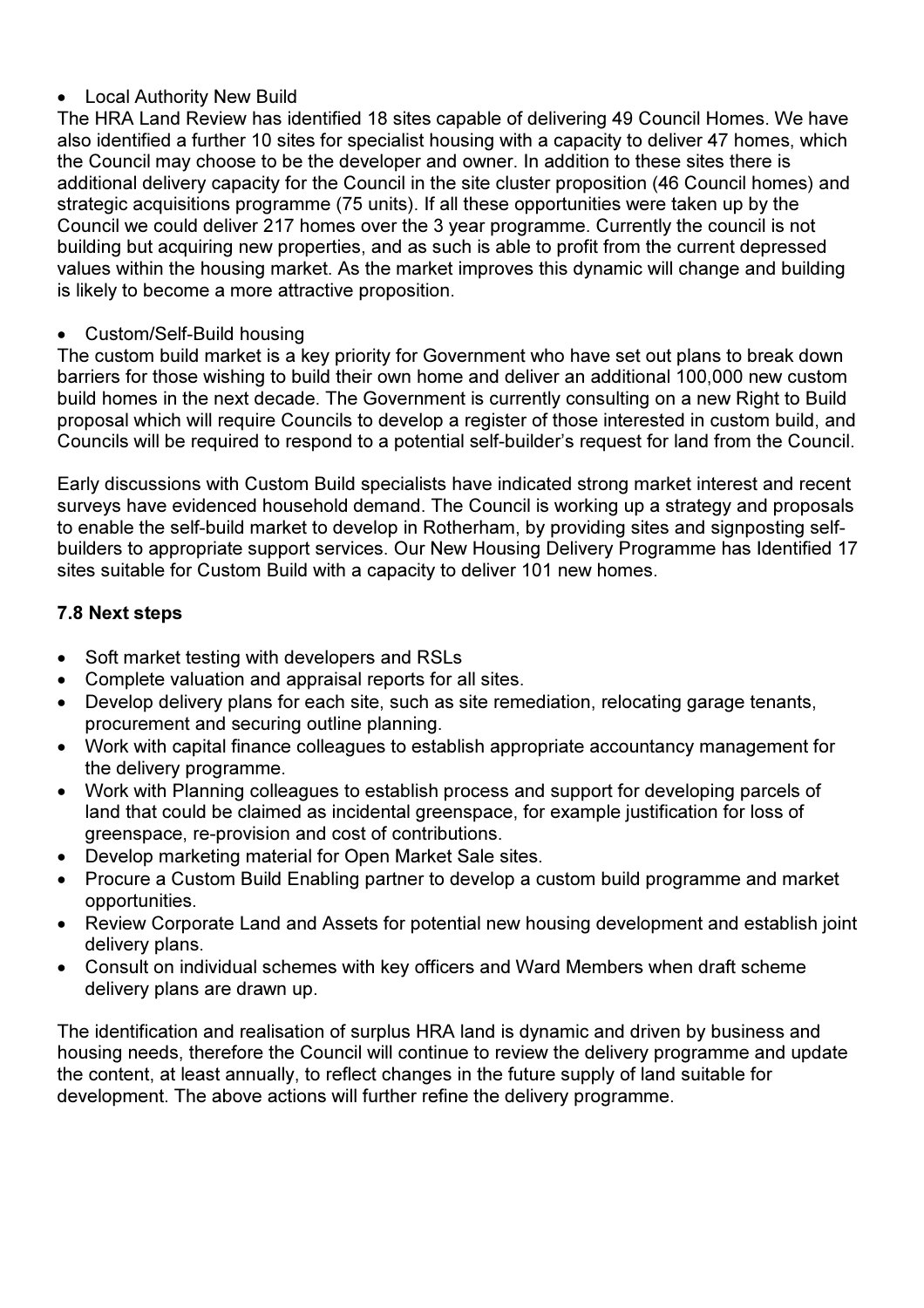- Local Authority New Build

The HRA Land Review has identified 18 sites capable of delivering 49 Council Homes. We have also identified a further 10 sites for specialist housing with a capacity to deliver 47 homes, which the Council may choose to be the developer and owner. In addition to these sites there is additional delivery capacity for the Council in the site cluster proposition (46 Council homes) and strategic acquisitions programme (75 units). If all these opportunities were taken up by the Council we could deliver 217 homes over the 3 year programme. Currently the council is not building but acquiring new properties, and as such is able to profit from the current depressed values within the housing market. As the market improves this dynamic will change and building is likely to become a more attractive proposition.

- Custom/Self-Build housing

The custom build market is a key priority for Government who have set out plans to break down barriers for those wishing to build their own home and deliver an additional 100,000 new custom build homes in the next decade. The Government is currently consulting on a new Right to Build proposal which will require Councils to develop a register of those interested in custom build, and Councils will be required to respond to a potential self-builder's request for land from the Council.

Early discussions with Custom Build specialists have indicated strong market interest and recent surveys have evidenced household demand. The Council is working up a strategy and proposals to enable the self-build market to develop in Rotherham, by providing sites and signposting self-builders to appropriate support services. Our New Housing Delivery Programme has Identified 17 sites suitable for Custom Build with a capacity to deliver 101 new homes.

**7.8 Next steps**

- Soft market testing with developers and RSLs
- Complete valuation and appraisal reports for all sites.
- Develop delivery plans for each site, such as site remediation, relocating garage tenants, procurement and securing outline planning.
- Work with capital finance colleagues to establish appropriate accountancy management for the delivery programme.
- Work with Planning colleagues to establish process and support for developing parcels of land that could be claimed as incidental greenspace, for example justification for loss of greenspace, re-provision and cost of contributions.
- Develop marketing material for Open Market Sale sites.
- Procure a Custom Build Enabling partner to develop a custom build programme and market opportunities.
- Review Corporate Land and Assets for potential new housing development and establish joint delivery plans.
- Consult on individual schemes with key officers and Ward Members when draft scheme delivery plans are drawn up.

The identification and realisation of surplus HRA land is dynamic and driven by business and housing needs, therefore the Council will continue to review the delivery programme and update the content, at least annually, to reflect changes in the future supply of land suitable for development. The above actions will further refine the delivery programme.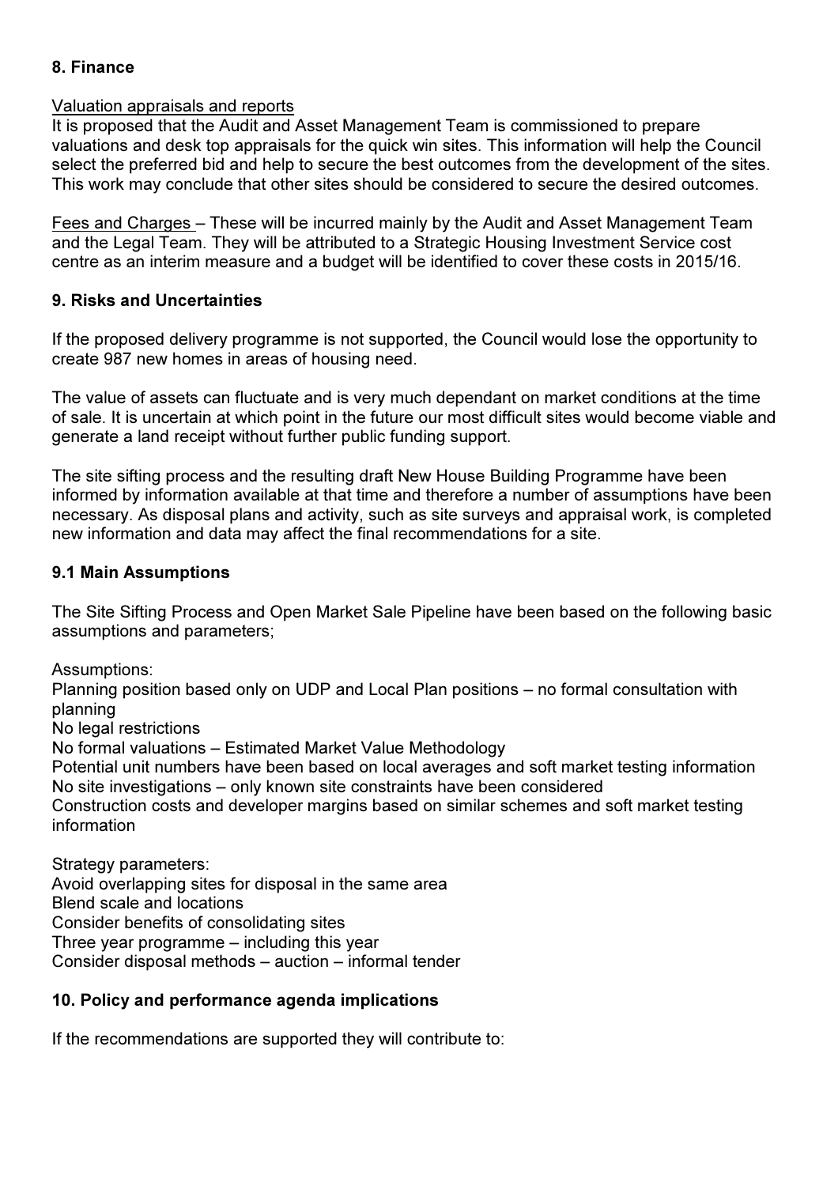## 8. Finance

<u>Valuation appraisals and reports</u>
It is proposed that the Audit and Asset Management Team is commissioned to prepare valuations and desk top appraisals for the quick win sites. This information will help the Council select the preferred bid and help to secure the best outcomes from the development of the sites. This work may conclude that other sites should be considered to secure the desired outcomes.

<u>Fees and Charges</u> – These will be incurred mainly by the Audit and Asset Management Team and the Legal Team. They will be attributed to a Strategic Housing Investment Service cost centre as an interim measure and a budget will be identified to cover these costs in 2015/16.

## 9. Risks and Uncertainties

If the proposed delivery programme is not supported, the Council would lose the opportunity to create 987 new homes in areas of housing need.

The value of assets can fluctuate and is very much dependant on market conditions at the time of sale. It is uncertain at which point in the future our most difficult sites would become viable and generate a land receipt without further public funding support.

The site sifting process and the resulting draft New House Building Programme have been informed by information available at that time and therefore a number of assumptions have been necessary. As disposal plans and activity, such as site surveys and appraisal work, is completed new information and data may affect the final recommendations for a site.

### 9.1 Main Assumptions

The Site Sifting Process and Open Market Sale Pipeline have been based on the following basic assumptions and parameters;

Assumptions:
Planning position based only on UDP and Local Plan positions – no formal consultation with planning
No legal restrictions
No formal valuations – Estimated Market Value Methodology
Potential unit numbers have been based on local averages and soft market testing information
No site investigations – only known site constraints have been considered
Construction costs and developer margins based on similar schemes and soft market testing information

Strategy parameters:
Avoid overlapping sites for disposal in the same area
Blend scale and locations
Consider benefits of consolidating sites
Three year programme – including this year
Consider disposal methods – auction – informal tender

## 10. Policy and performance agenda implications

If the recommendations are supported they will contribute to: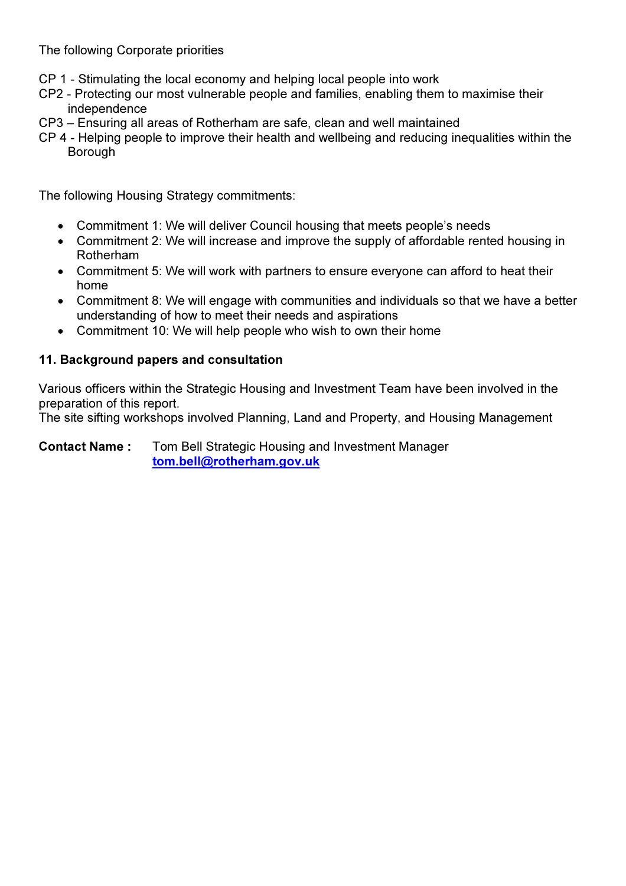The following Corporate priorities

CP 1 - Stimulating the local economy and helping local people into work
CP2 - Protecting our most vulnerable people and families, enabling them to maximise their independence
CP3 – Ensuring all areas of Rotherham are safe, clean and well maintained
CP 4 - Helping people to improve their health and wellbeing and reducing inequalities within the Borough

The following Housing Strategy commitments:

- Commitment 1: We will deliver Council housing that meets people's needs
- Commitment 2: We will increase and improve the supply of affordable rented housing in Rotherham
- Commitment 5: We will work with partners to ensure everyone can afford to heat their home
- Commitment 8: We will engage with communities and individuals so that we have a better understanding of how to meet their needs and aspirations
- Commitment 10: We will help people who wish to own their home

**11. Background papers and consultation**

Various officers within the Strategic Housing and Investment Team have been involved in the preparation of this report.
The site sifting workshops involved Planning, Land and Property, and Housing Management

**Contact Name :** Tom Bell Strategic Housing and Investment Manager
**tom.bell@rotherham.gov.uk**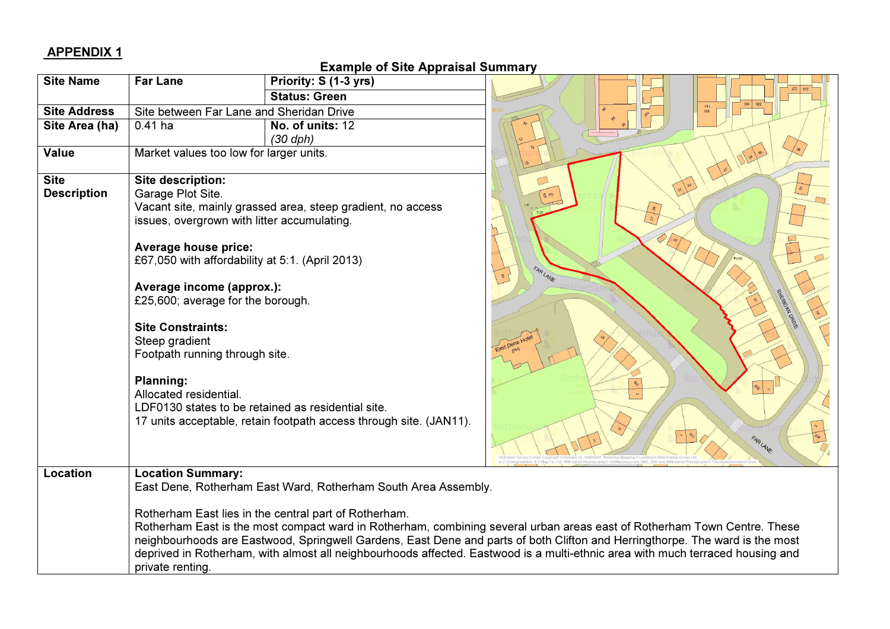## APPENDIX 1

### Example of Site Appraisal Summary

| Site Name | Far Lane | Priority: S (1-3 yrs) |
|---|---|---|
| | | **Status: Green** |
| **Site Address** | Site between Far Lane and Sheridan Drive | |
| **Site Area (ha)** | 0.41 ha | **No. of units:** 12 *(30 dph)* |
| **Value** | Market values too low for larger units. | |
| **Site Description** | **Site description:** Garage Plot Site. Vacant site, mainly grassed area, steep gradient, no access issues, overgrown with litter accumulating.<br><br>**Average house price:** £67,050 with affordability at 5:1. (April 2013)<br><br>**Average income (approx.):** £25,600; average for the borough.<br><br>**Site Constraints:** Steep gradient<br>Footpath running through site.<br><br>**Planning:** Allocated residential.<br>LDF0130 states to be retained as residential site.<br>17 units acceptable, retain footpath access through site. (JAN11). | |
| **Location** | **Location Summary:** East Dene, Rotherham East Ward, Rotherham South Area Assembly.<br><br>Rotherham East lies in the central part of Rotherham.<br>Rotherham East is the most compact ward in Rotherham, combining several urban areas east of Rotherham Town Centre. These neighbourhoods are Eastwood, Springwell Gardens, East Dene and parts of both Clifton and Herringthorpe. The ward is the most deprived in Rotherham, with almost all neighbourhoods affected. Eastwood is a multi-ethnic area with much terraced housing and private renting. | |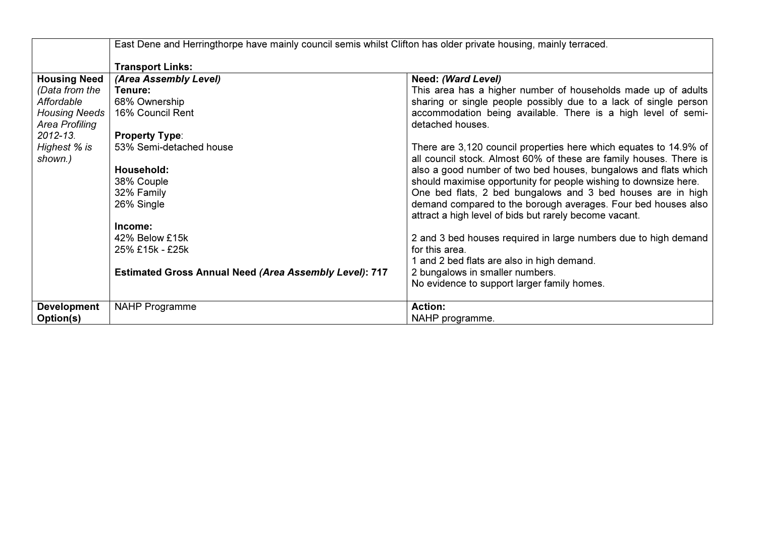| | | |
|---|---|---|
| | East Dene and Herringthorpe have mainly council semis whilst Clifton has older private housing, mainly terraced.<br><br>**Transport Links:** | |
| **Housing Need** *(Data from the Affordable Housing Needs Area Profiling 2012-13. Highest % is shown.)* | ***(Area Assembly Level)***<br>**Tenure:**<br>68% Ownership<br>16% Council Rent<br><br>**Property Type**:<br>53% Semi-detached house<br><br>**Household:**<br>38% Couple<br>32% Family<br>26% Single<br><br>**Income:**<br>42% Below £15k<br>25% £15k - £25k<br><br>**Estimated Gross Annual Need *(Area Assembly Level)*: 717** | **Need: *(Ward Level)***<br>This area has a higher number of households made up of adults sharing or single people possibly due to a lack of single person accommodation being available. There is a high level of semi-detached houses.<br><br>There are 3,120 council properties here which equates to 14.9% of all council stock. Almost 60% of these are family houses. There is also a good number of two bed houses, bungalows and flats which should maximise opportunity for people wishing to downsize here. One bed flats, 2 bed bungalows and 3 bed houses are in high demand compared to the borough averages. Four bed houses also attract a high level of bids but rarely become vacant.<br><br>2 and 3 bed houses required in large numbers due to high demand for this area.<br>1 and 2 bed flats are also in high demand.<br>2 bungalows in smaller numbers.<br>No evidence to support larger family homes. |
| **Development Option(s)** | NAHP Programme | **Action:**<br>NAHP programme. |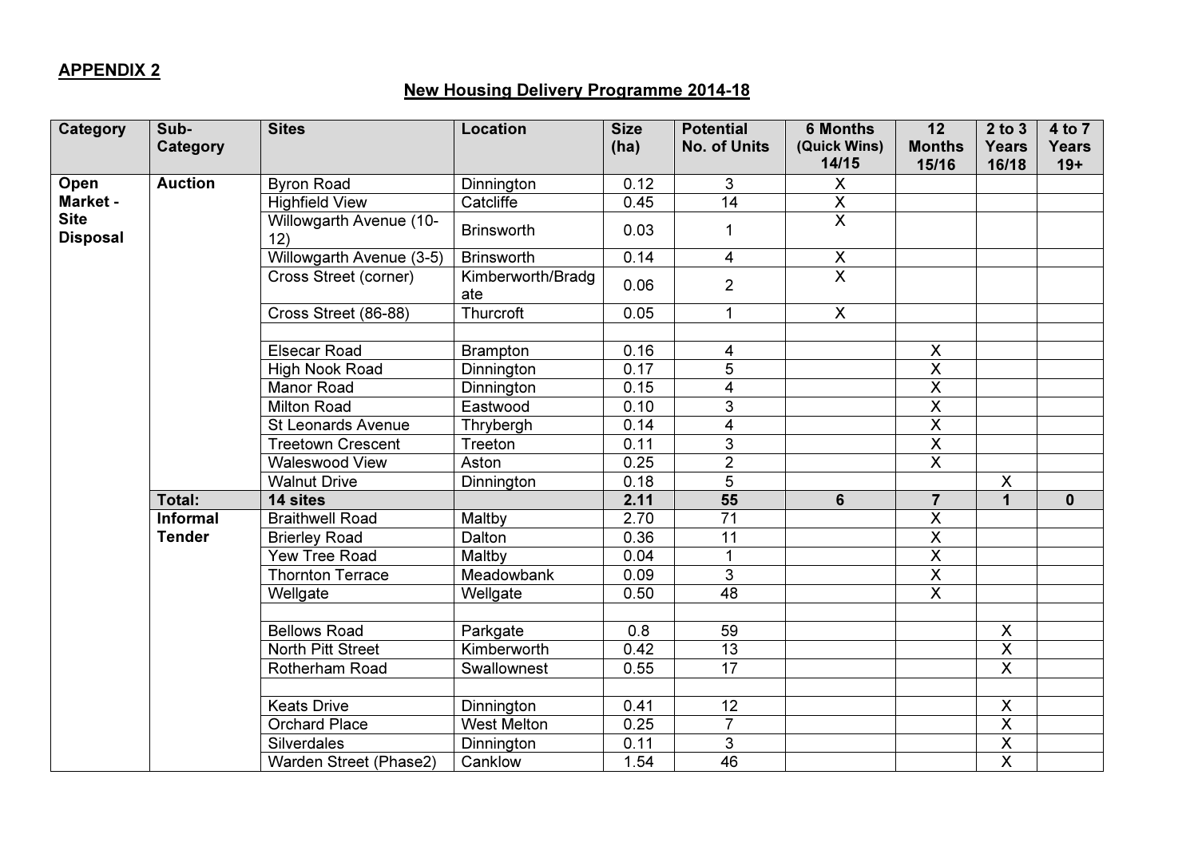**APPENDIX 2**

**New Housing Delivery Programme 2014-18**

| Category | Sub-Category | Sites | Location | Size (ha) | Potential No. of Units | 6 Months (Quick Wins) 14/15 | 12 Months 15/16 | 2 to 3 Years 16/18 | 4 to 7 Years 19+ |
|---|---|---|---|---|---|---|---|---|---|
| Open Market - Site Disposal | Auction | Byron Road | Dinnington | 0.12 | 3 | X | | | |
| | | Highfield View | Catcliffe | 0.45 | 14 | X | | | |
| | | Willowgarth Avenue (10-12) | Brinsworth | 0.03 | 1 | X | | | |
| | | Willowgarth Avenue (3-5) | Brinsworth | 0.14 | 4 | X | | | |
| | | Cross Street (corner) | Kimberworth/Bradgate | 0.06 | 2 | X | | | |
| | | Cross Street (86-88) | Thurcroft | 0.05 | 1 | X | | | |
| | | | | | | | | | |
| | | Elsecar Road | Brampton | 0.16 | 4 | | X | | |
| | | High Nook Road | Dinnington | 0.17 | 5 | | X | | |
| | | Manor Road | Dinnington | 0.15 | 4 | | X | | |
| | | Milton Road | Eastwood | 0.10 | 3 | | X | | |
| | | St Leonards Avenue | Thrybergh | 0.14 | 4 | | X | | |
| | | Treetown Crescent | Treeton | 0.11 | 3 | | X | | |
| | | Waleswood View | Aston | 0.25 | 2 | | X | | |
| | | Walnut Drive | Dinnington | 0.18 | 5 | | | X | |
| | **Total:** | **14 sites** | | **2.11** | **55** | **6** | **7** | **1** | **0** |
| | Informal Tender | Braithwell Road | Maltby | 2.70 | 71 | | X | | |
| | | Brierley Road | Dalton | 0.36 | 11 | | X | | |
| | | Yew Tree Road | Maltby | 0.04 | 1 | | X | | |
| | | Thornton Terrace | Meadowbank | 0.09 | 3 | | X | | |
| | | Wellgate | Wellgate | 0.50 | 48 | | X | | |
| | | | | | | | | | |
| | | Bellows Road | Parkgate | 0.8 | 59 | | | X | |
| | | North Pitt Street | Kimberworth | 0.42 | 13 | | | X | |
| | | Rotherham Road | Swallownest | 0.55 | 17 | | | X | |
| | | | | | | | | | |
| | | Keats Drive | Dinnington | 0.41 | 12 | | | X | |
| | | Orchard Place | West Melton | 0.25 | 7 | | | X | |
| | | Silverdales | Dinnington | 0.11 | 3 | | | X | |
| | | Warden Street (Phase2) | Canklow | 1.54 | 46 | | | X | |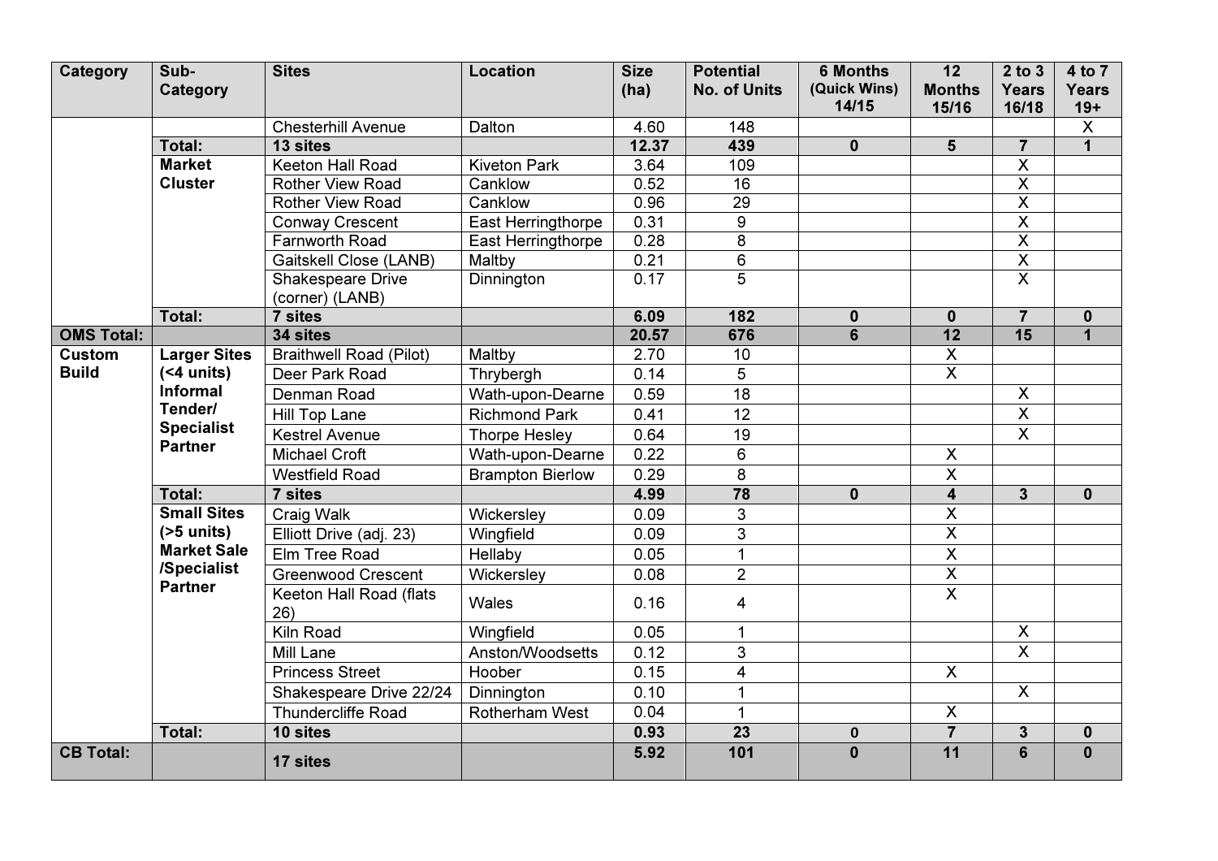| Category | Sub-Category | Sites | Location | Size (ha) | Potential No. of Units | 6 Months (Quick Wins) 14/15 | 12 Months 15/16 | 2 to 3 Years 16/18 | 4 to 7 Years 19+ |
|---|---|---|---|---|---|---|---|---|---|
| | | Chesterhill Avenue | Dalton | 4.60 | 148 | | | | X |
| | **Total:** | **13 sites** | | **12.37** | **439** | **0** | **5** | **7** | **1** |
| | **Market Cluster** | Keeton Hall Road | Kiveton Park | 3.64 | 109 | | | X | |
| | | Rother View Road | Canklow | 0.52 | 16 | | | X | |
| | | Rother View Road | Canklow | 0.96 | 29 | | | X | |
| | | Conway Crescent | East Herringthorpe | 0.31 | 9 | | | X | |
| | | Farnworth Road | East Herringthorpe | 0.28 | 8 | | | X | |
| | | Gaitskell Close (LANB) | Maltby | 0.21 | 6 | | | X | |
| | | Shakespeare Drive (corner) (LANB) | Dinnington | 0.17 | 5 | | | X | |
| | **Total:** | **7 sites** | | **6.09** | **182** | **0** | **0** | **7** | **0** |
| **OMS Total:** | | **34 sites** | | **20.57** | **676** | **6** | **12** | **15** | **1** |
| **Custom Build** | **Larger Sites (<4 units) Informal Tender/ Specialist Partner** | Braithwell Road (Pilot) | Maltby | 2.70 | 10 | | X | | |
| | | Deer Park Road | Thrybergh | 0.14 | 5 | | X | | |
| | | Denman Road | Wath-upon-Dearne | 0.59 | 18 | | | X | |
| | | Hill Top Lane | Richmond Park | 0.41 | 12 | | | X | |
| | | Kestrel Avenue | Thorpe Hesley | 0.64 | 19 | | | X | |
| | | Michael Croft | Wath-upon-Dearne | 0.22 | 6 | | X | | |
| | | Westfield Road | Brampton Bierlow | 0.29 | 8 | | X | | |
| | **Total:** | **7 sites** | | **4.99** | **78** | **0** | **4** | **3** | **0** |
| | **Small Sites (>5 units) Market Sale /Specialist Partner** | Craig Walk | Wickersley | 0.09 | 3 | | X | | |
| | | Elliott Drive (adj. 23) | Wingfield | 0.09 | 3 | | X | | |
| | | Elm Tree Road | Hellaby | 0.05 | 1 | | X | | |
| | | Greenwood Crescent | Wickersley | 0.08 | 2 | | X | | |
| | | Keeton Hall Road (flats 26) | Wales | 0.16 | 4 | | X | | |
| | | Kiln Road | Wingfield | 0.05 | 1 | | | X | |
| | | Mill Lane | Anston/Woodsetts | 0.12 | 3 | | | X | |
| | | Princess Street | Hoober | 0.15 | 4 | | X | | |
| | | Shakespeare Drive 22/24 | Dinnington | 0.10 | 1 | | | X | |
| | | Thundercliffe Road | Rotherham West | 0.04 | 1 | | X | | |
| | **Total:** | **10 sites** | | **0.93** | **23** | **0** | **7** | **3** | **0** |
| **CB Total:** | | **17 sites** | | **5.92** | **101** | **0** | **11** | **6** | **0** |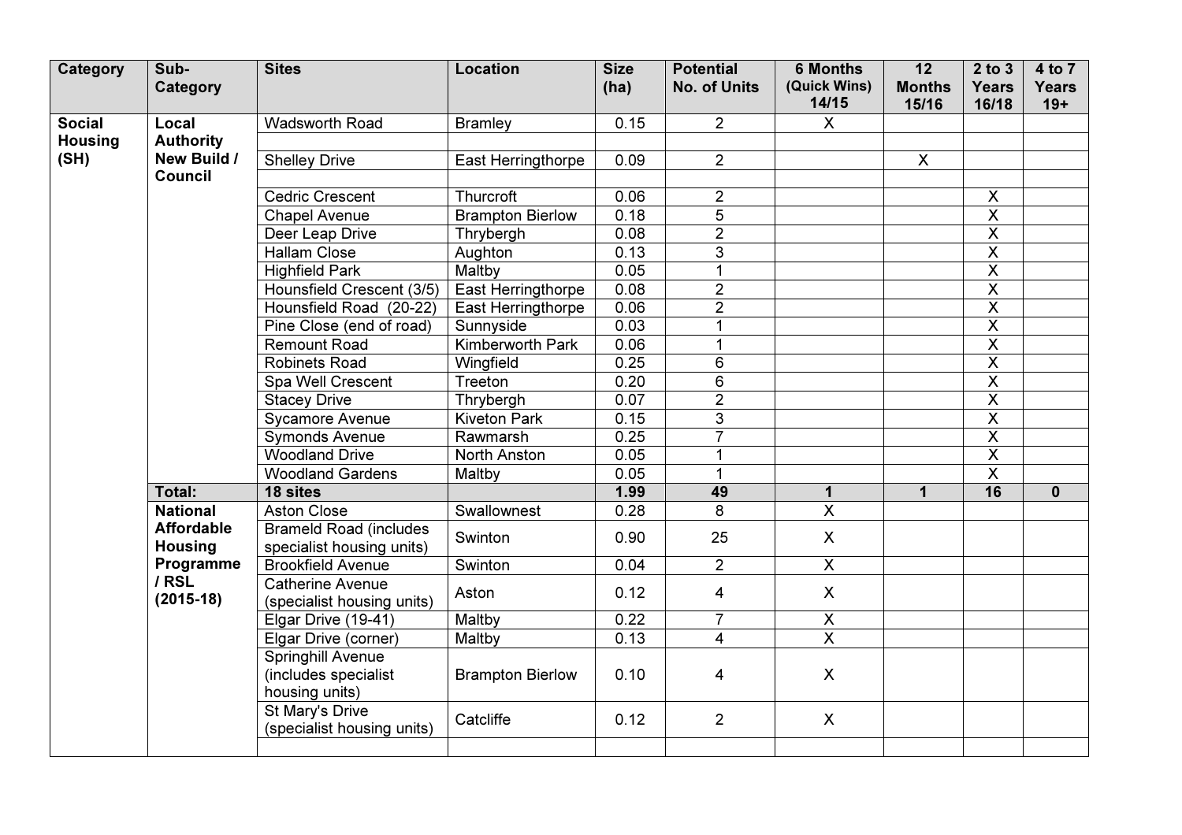| Category | Sub-Category | Sites | Location | Size (ha) | Potential No. of Units | 6 Months (Quick Wins) 14/15 | 12 Months 15/16 | 2 to 3 Years 16/18 | 4 to 7 Years 19+ |
|---|---|---|---|---|---|---|---|---|---|
| **Social Housing (SH)** | **Local Authority New Build / Council** | Wadsworth Road | Bramley | 0.15 | 2 | X | | | |
| | | | | | | | | | |
| | | Shelley Drive | East Herringthorpe | 0.09 | 2 | | X | | |
| | | | | | | | | | |
| | | Cedric Crescent | Thurcroft | 0.06 | 2 | | | X | |
| | | Chapel Avenue | Brampton Bierlow | 0.18 | 5 | | | X | |
| | | Deer Leap Drive | Thrybergh | 0.08 | 2 | | | X | |
| | | Hallam Close | Aughton | 0.13 | 3 | | | X | |
| | | Highfield Park | Maltby | 0.05 | 1 | | | X | |
| | | Hounsfield Crescent (3/5) | East Herringthorpe | 0.08 | 2 | | | X | |
| | | Hounsfield Road (20-22) | East Herringthorpe | 0.06 | 2 | | | X | |
| | | Pine Close (end of road) | Sunnyside | 0.03 | 1 | | | X | |
| | | Remount Road | Kimberworth Park | 0.06 | 1 | | | X | |
| | | Robinets Road | Wingfield | 0.25 | 6 | | | X | |
| | | Spa Well Crescent | Treeton | 0.20 | 6 | | | X | |
| | | Stacey Drive | Thrybergh | 0.07 | 2 | | | X | |
| | | Sycamore Avenue | Kiveton Park | 0.15 | 3 | | | X | |
| | | Symonds Avenue | Rawmarsh | 0.25 | 7 | | | X | |
| | | Woodland Drive | North Anston | 0.05 | 1 | | | X | |
| | | Woodland Gardens | Maltby | 0.05 | 1 | | | X | |
| | **Total:** | **18 sites** | | **1.99** | **49** | **1** | **1** | **16** | **0** |
| | **National Affordable Housing Programme / RSL (2015-18)** | Aston Close | Swallownest | 0.28 | 8 | X | | | |
| | | Brameld Road (includes specialist housing units) | Swinton | 0.90 | 25 | X | | | |
| | | Brookfield Avenue | Swinton | 0.04 | 2 | X | | | |
| | | Catherine Avenue (specialist housing units) | Aston | 0.12 | 4 | X | | | |
| | | Elgar Drive (19-41) | Maltby | 0.22 | 7 | X | | | |
| | | Elgar Drive (corner) | Maltby | 0.13 | 4 | X | | | |
| | | Springhill Avenue (includes specialist housing units) | Brampton Bierlow | 0.10 | 4 | X | | | |
| | | St Mary's Drive (specialist housing units) | Catcliffe | 0.12 | 2 | X | | | |
| | | | | | | | | | |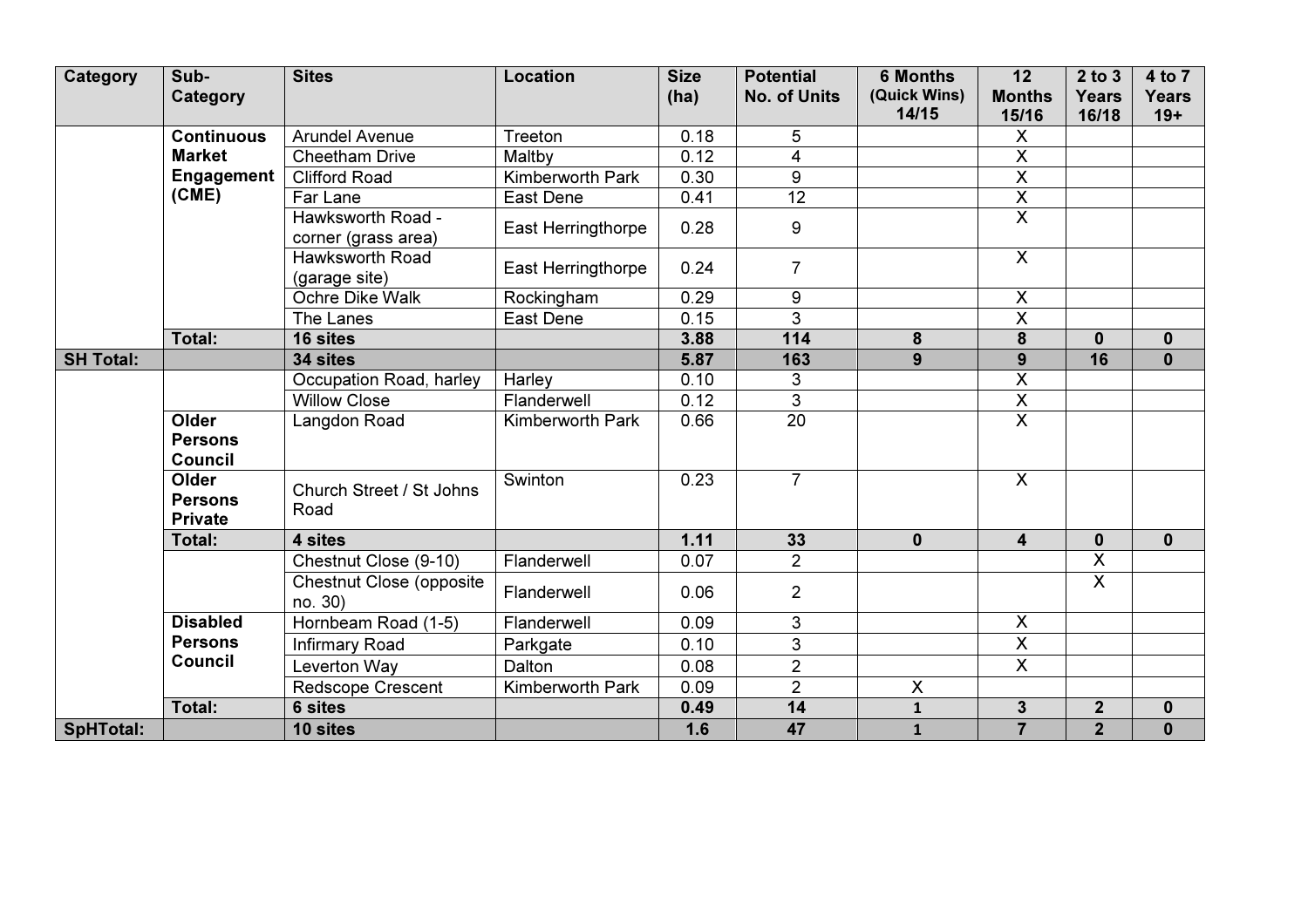| Category | Sub-Category | Sites | Location | Size (ha) | Potential No. of Units | 6 Months (Quick Wins) 14/15 | 12 Months 15/16 | 2 to 3 Years 16/18 | 4 to 7 Years 19+ |
|---|---|---|---|---|---|---|---|---|---|
| | **Continuous Market Engagement (CME)** | Arundel Avenue | Treeton | 0.18 | 5 | | X | | |
| | | Cheetham Drive | Maltby | 0.12 | 4 | | X | | |
| | | Clifford Road | Kimberworth Park | 0.30 | 9 | | X | | |
| | | Far Lane | East Dene | 0.41 | 12 | | X | | |
| | | Hawksworth Road - corner (grass area) | East Herringthorpe | 0.28 | 9 | | X | | |
| | | Hawksworth Road (garage site) | East Herringthorpe | 0.24 | 7 | | X | | |
| | | Ochre Dike Walk | Rockingham | 0.29 | 9 | | X | | |
| | | The Lanes | East Dene | 0.15 | 3 | | X | | |
| | **Total:** | **16 sites** | | **3.88** | **114** | **8** | **8** | **0** | **0** |
| **SH Total:** | | **34 sites** | | **5.87** | **163** | **9** | **9** | **16** | **0** |
| | | Occupation Road, harley | Harley | 0.10 | 3 | | X | | |
| | | Willow Close | Flanderwell | 0.12 | 3 | | X | | |
| | **Older Persons Council** | Langdon Road | Kimberworth Park | 0.66 | 20 | | X | | |
| | **Older Persons Private** | Church Street / St Johns Road | Swinton | 0.23 | 7 | | X | | |
| | **Total:** | **4 sites** | | **1.11** | **33** | **0** | **4** | **0** | **0** |
| | | Chestnut Close (9-10) | Flanderwell | 0.07 | 2 | | | X | |
| | | Chestnut Close (opposite no. 30) | Flanderwell | 0.06 | 2 | | | X | |
| | **Disabled Persons Council** | Hornbeam Road (1-5) | Flanderwell | 0.09 | 3 | | X | | |
| | | Infirmary Road | Parkgate | 0.10 | 3 | | X | | |
| | | Leverton Way | Dalton | 0.08 | 2 | | X | | |
| | | Redscope Crescent | Kimberworth Park | 0.09 | 2 | X | | | |
| | **Total:** | **6 sites** | | **0.49** | **14** | **1** | **3** | **2** | **0** |
| **SpHTotal:** | | **10 sites** | | **1.6** | **47** | **1** | **7** | **2** | **0** |